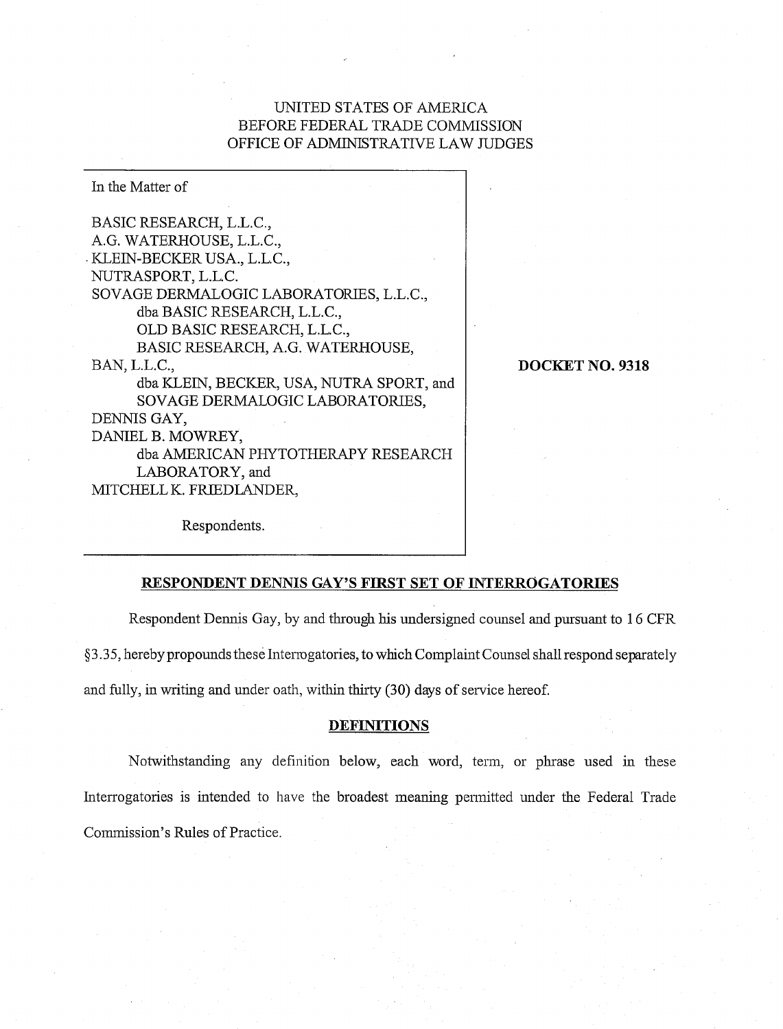UNITED STATES OF AMERICA
BEFORE FEDERAL TRADE COMMISSION
OFFICE OF ADMINISTRATIVE LAW JUDGES

| In the Matter of | |
|---|---|
| BASIC RESEARCH, L.L.C.,<br>A.G. WATERHOUSE, L.L.C.,<br>KLEIN-BECKER USA., L.L.C.,<br>NUTRASPORT, L.L.C.<br>SOVAGE DERMALOGIC LABORATORIES, L.L.C.,<br>dba BASIC RESEARCH, L.L.C.,<br>OLD BASIC RESEARCH, L.L.C.,<br>BASIC RESEARCH, A.G. WATERHOUSE,<br>BAN, L.L.C.,<br>dba KLEIN, BECKER, USA, NUTRA SPORT, and<br>SOVAGE DERMALOGIC LABORATORIES,<br>DENNIS GAY,<br>DANIEL B. MOWREY,<br>dba AMERICAN PHYTOTHERAPY RESEARCH<br>LABORATORY, and<br>MITCHELL K. FRIEDLANDER, | **DOCKET NO. 9318** |
| Respondents. | |

## RESPONDENT DENNIS GAY'S FIRST SET OF INTERROGATORIES

Respondent Dennis Gay, by and through his undersigned counsel and pursuant to 16 CFR §3.35, hereby propounds these Interrogatories, to which Complaint Counsel shall respond separately and fully, in writing and under oath, within thirty (30) days of service hereof.

## DEFINITIONS

Notwithstanding any definition below, each word, term, or phrase used in these Interrogatories is intended to have the broadest meaning permitted under the Federal Trade Commission's Rules of Practice.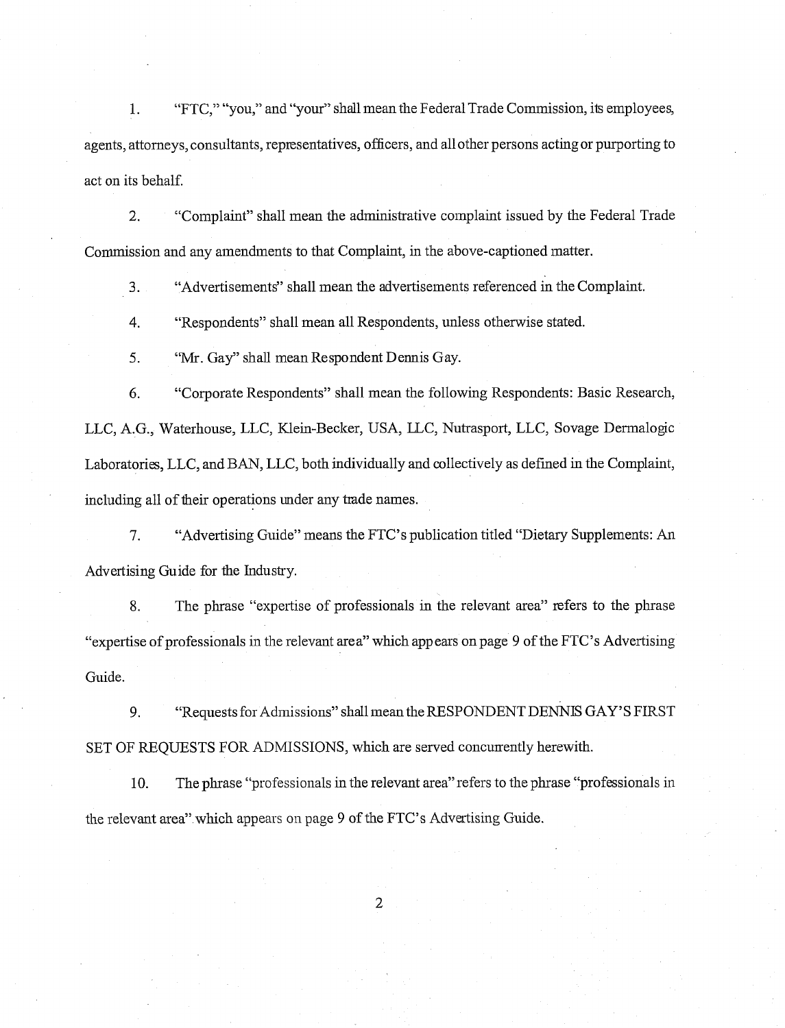1. "FTC," "you," and "your" shall mean the Federal Trade Commission, its employees, agents, attorneys, consultants, representatives, officers, and all other persons acting or purporting to act on its behalf.

2. "Complaint" shall mean the administrative complaint issued by the Federal Trade Commission and any amendments to that Complaint, in the above-captioned matter.

3. "Advertisements" shall mean the advertisements referenced in the Complaint.

4. "Respondents" shall mean all Respondents, unless otherwise stated.

5. "Mr. Gay" shall mean Respondent Dennis Gay.

6. "Corporate Respondents" shall mean the following Respondents: Basic Research, LLC, A.G., Waterhouse, LLC, Klein-Becker, USA, LLC, Nutrasport, LLC, Sovage Dermalogic Laboratories, LLC, and BAN, LLC, both individually and collectively as defined in the Complaint, including all of their operations under any trade names.

7. "Advertising Guide" means the FTC's publication titled "Dietary Supplements: An Advertising Guide for the Industry.

8. The phrase "expertise of professionals in the relevant area" refers to the phrase "expertise of professionals in the relevant area" which appears on page 9 of the FTC's Advertising Guide.

9. "Requests for Admissions" shall mean the RESPONDENT DENNIS GAY'S FIRST SET OF REQUESTS FOR ADMISSIONS, which are served concurrently herewith.

10. The phrase "professionals in the relevant area" refers to the phrase "professionals in the relevant area" which appears on page 9 of the FTC's Advertising Guide.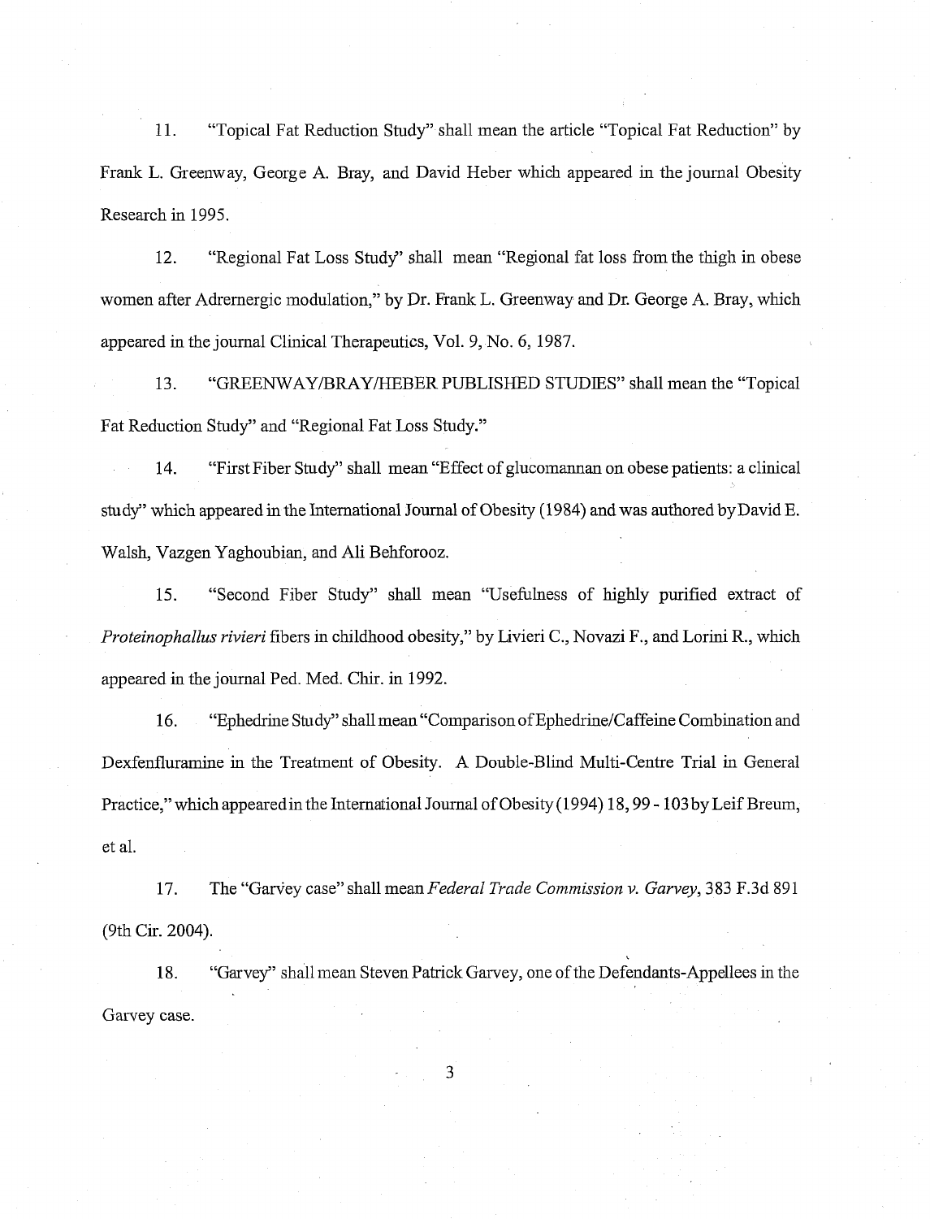11. "Topical Fat Reduction Study" shall mean the article "Topical Fat Reduction" by Frank L. Greenway, George A. Bray, and David Heber which appeared in the journal Obesity Research in 1995.

12. "Regional Fat Loss Study" shall mean "Regional fat loss from the thigh in obese women after Adrernergic modulation," by Dr. Frank L. Greenway and Dr. George A. Bray, which appeared in the journal Clinical Therapeutics, Vol. 9, No. 6, 1987.

13. "GREENWAY/BRAY/HEBER PUBLISHED STUDIES" shall mean the "Topical Fat Reduction Study" and "Regional Fat Loss Study."

14. "First Fiber Study" shall mean "Effect of glucomannan on obese patients: a clinical study" which appeared in the International Journal of Obesity (1984) and was authored by David E. Walsh, Vazgen Yaghoubian, and Ali Behforooz.

15. "Second Fiber Study" shall mean "Usefulness of highly purified extract of *Proteinophallus rivieri* fibers in childhood obesity," by Livieri C., Novazi F., and Lorini R., which appeared in the journal Ped. Med. Chir. in 1992.

16. "Ephedrine Study" shall mean "Comparison of Ephedrine/Caffeine Combination and Dexfenfluramine in the Treatment of Obesity. A Double-Blind Multi-Centre Trial in General Practice," which appeared in the International Journal of Obesity (1994) 18, 99 - 103 by Leif Breum, et al.

17. The "Garvey case" shall mean *Federal Trade Commission v. Garvey*, 383 F.3d 891 (9th Cir. 2004).

18. "Garvey" shall mean Steven Patrick Garvey, one of the Defendants-Appellees in the Garvey case.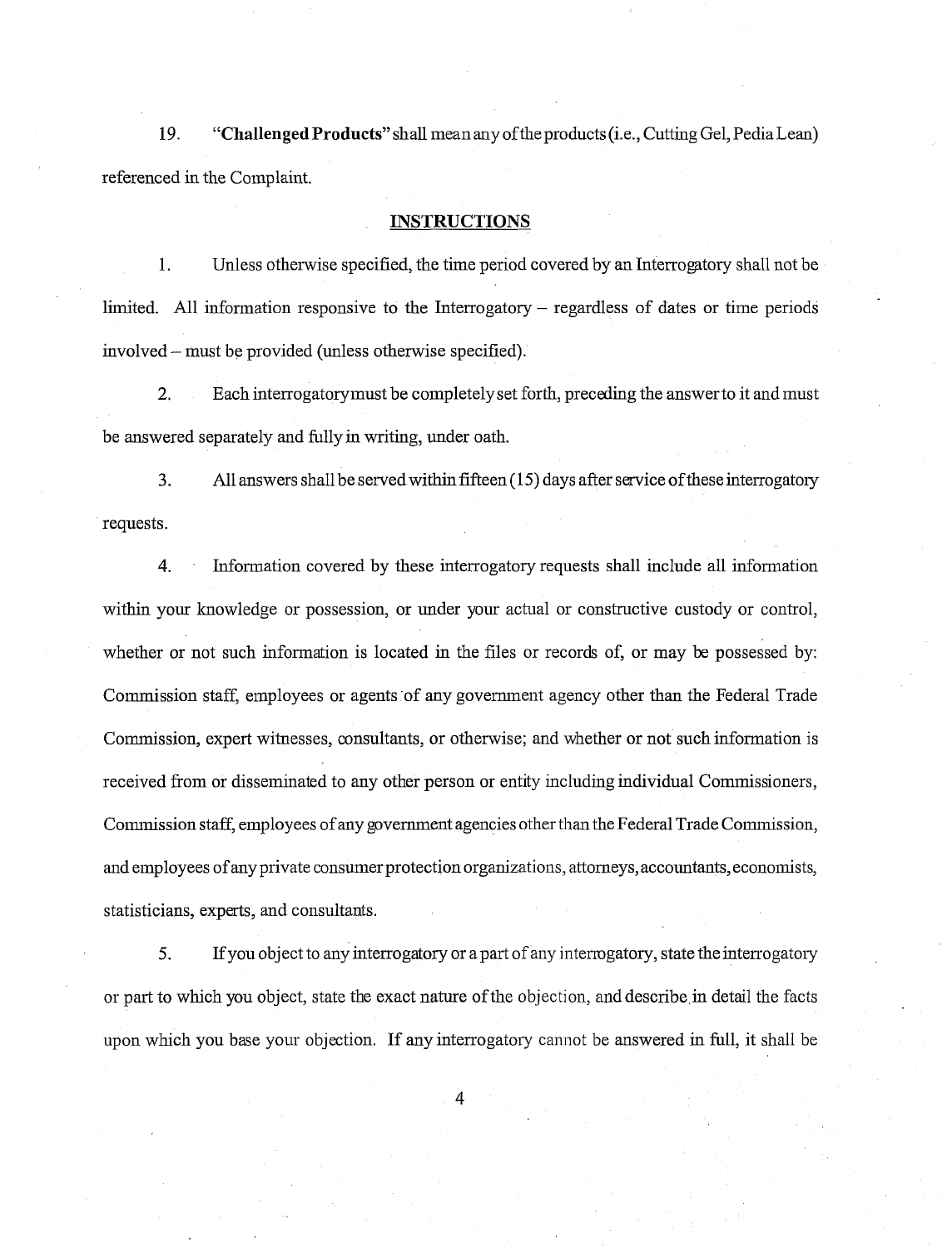19. "**Challenged Products**" shall mean any of the products (i.e., Cutting Gel, Pedia Lean) referenced in the Complaint.

## INSTRUCTIONS

1. Unless otherwise specified, the time period covered by an Interrogatory shall not be limited. All information responsive to the Interrogatory – regardless of dates or time periods involved – must be provided (unless otherwise specified).

2. Each interrogatory must be completely set forth, preceding the answer to it and must be answered separately and fully in writing, under oath.

3. All answers shall be served within fifteen (15) days after service of these interrogatory requests.

4. Information covered by these interrogatory requests shall include all information within your knowledge or possession, or under your actual or constructive custody or control, whether or not such information is located in the files or records of, or may be possessed by: Commission staff, employees or agents of any government agency other than the Federal Trade Commission, expert witnesses, consultants, or otherwise; and whether or not such information is received from or disseminated to any other person or entity including individual Commissioners, Commission staff, employees of any government agencies other than the Federal Trade Commission, and employees of any private consumer protection organizations, attorneys, accountants, economists, statisticians, experts, and consultants.

5. If you object to any interrogatory or a part of any interrogatory, state the interrogatory or part to which you object, state the exact nature of the objection, and describe in detail the facts upon which you base your objection. If any interrogatory cannot be answered in full, it shall be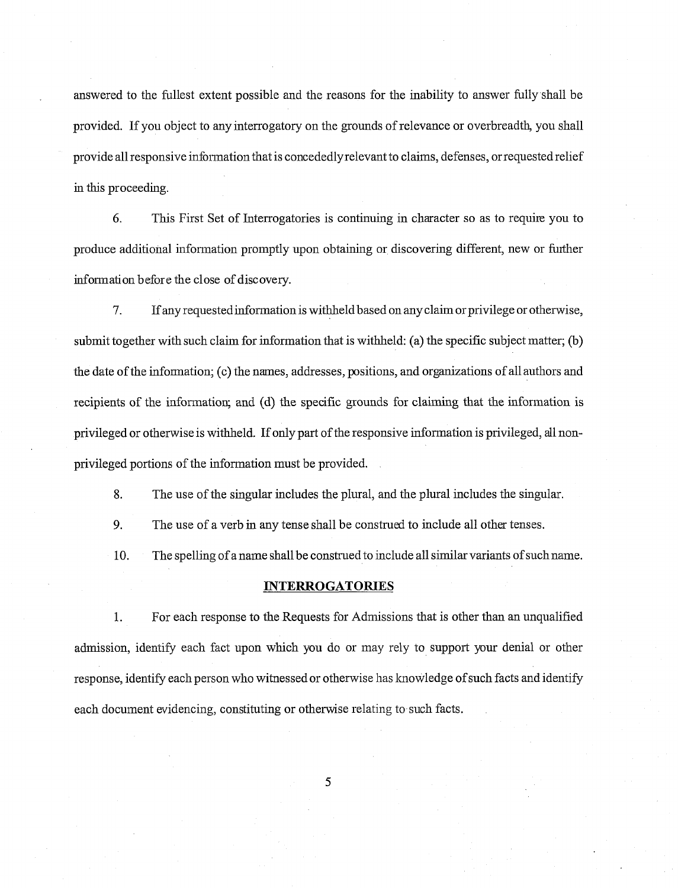answered to the fullest extent possible and the reasons for the inability to answer fully shall be provided. If you object to any interrogatory on the grounds of relevance or overbreadth, you shall provide all responsive information that is concededly relevant to claims, defenses, or requested relief in this proceeding.

6. This First Set of Interrogatories is continuing in character so as to require you to produce additional information promptly upon obtaining or discovering different, new or further information before the close of discovery.

7. If any requested information is withheld based on any claim or privilege or otherwise, submit together with such claim for information that is withheld: (a) the specific subject matter; (b) the date of the information; (c) the names, addresses, positions, and organizations of all authors and recipients of the information; and (d) the specific grounds for claiming that the information is privileged or otherwise is withheld. If only part of the responsive information is privileged, all non-privileged portions of the information must be provided.

8. The use of the singular includes the plural, and the plural includes the singular.

9. The use of a verb in any tense shall be construed to include all other tenses.

10. The spelling of a name shall be construed to include all similar variants of such name.

## INTERROGATORIES

1. For each response to the Requests for Admissions that is other than an unqualified admission, identify each fact upon which you do or may rely to support your denial or other response, identify each person who witnessed or otherwise has knowledge of such facts and identify each document evidencing, constituting or otherwise relating to such facts.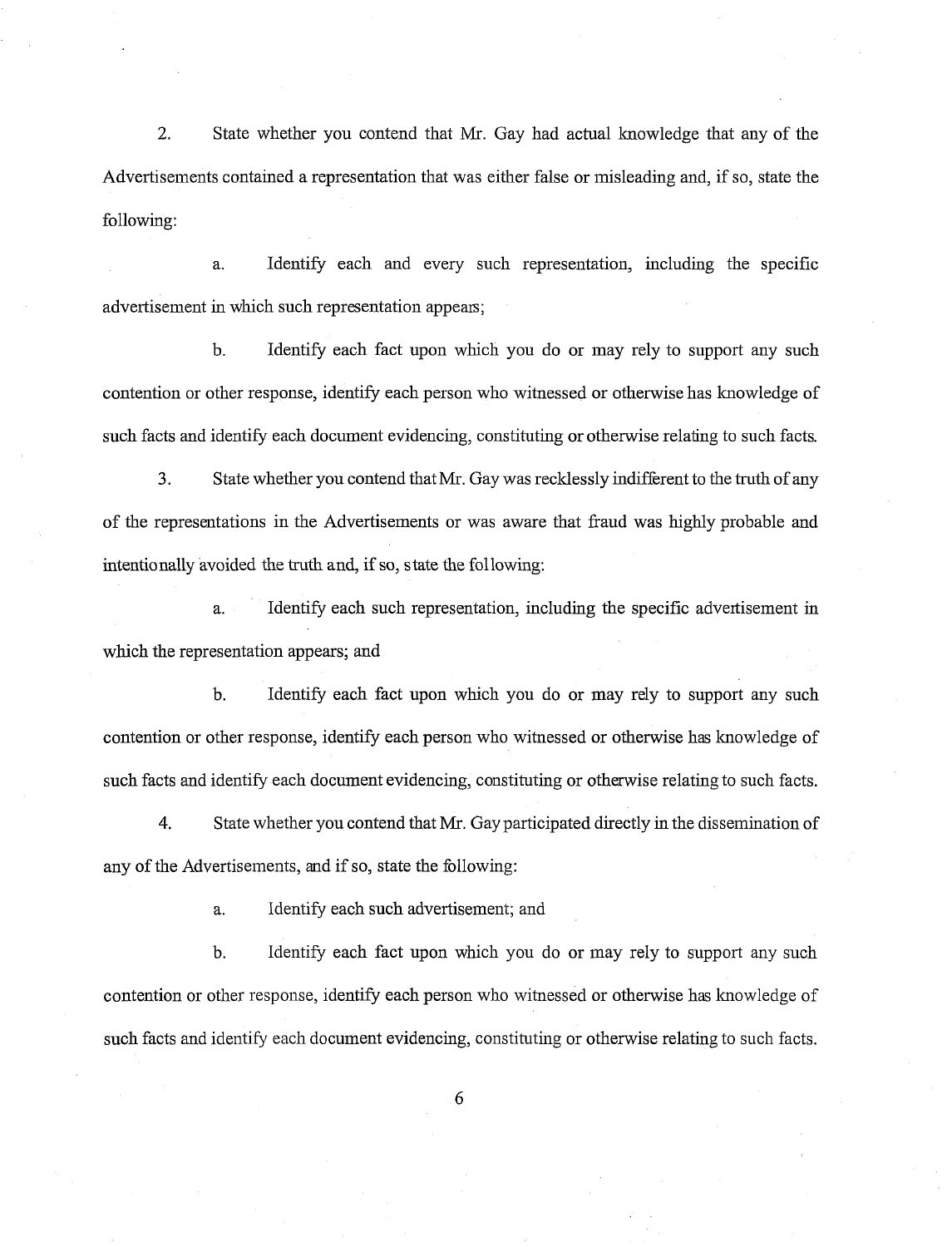2. State whether you contend that Mr. Gay had actual knowledge that any of the Advertisements contained a representation that was either false or misleading and, if so, state the following:

   a. Identify each and every such representation, including the specific advertisement in which such representation appears;

   b. Identify each fact upon which you do or may rely to support any such contention or other response, identify each person who witnessed or otherwise has knowledge of such facts and identify each document evidencing, constituting or otherwise relating to such facts.

3. State whether you contend that Mr. Gay was recklessly indifferent to the truth of any of the representations in the Advertisements or was aware that fraud was highly probable and intentionally avoided the truth and, if so, state the following:

   a. Identify each such representation, including the specific advertisement in which the representation appears; and

   b. Identify each fact upon which you do or may rely to support any such contention or other response, identify each person who witnessed or otherwise has knowledge of such facts and identify each document evidencing, constituting or otherwise relating to such facts.

4. State whether you contend that Mr. Gay participated directly in the dissemination of any of the Advertisements, and if so, state the following:

   a. Identify each such advertisement; and

   b. Identify each fact upon which you do or may rely to support any such contention or other response, identify each person who witnessed or otherwise has knowledge of such facts and identify each document evidencing, constituting or otherwise relating to such facts.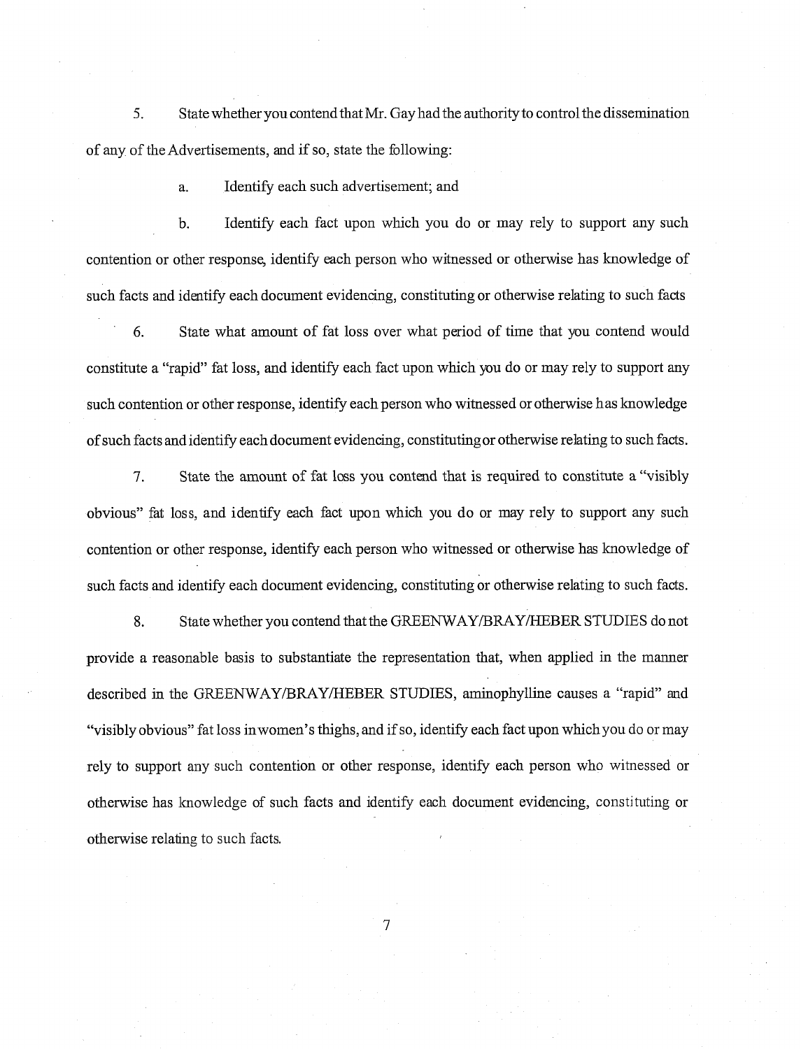5. State whether you contend that Mr. Gay had the authority to control the dissemination of any of the Advertisements, and if so, state the following:

   a. Identify each such advertisement; and

   b. Identify each fact upon which you do or may rely to support any such contention or other response, identify each person who witnessed or otherwise has knowledge of such facts and identify each document evidencing, constituting or otherwise relating to such facts

6. State what amount of fat loss over what period of time that you contend would constitute a "rapid" fat loss, and identify each fact upon which you do or may rely to support any such contention or other response, identify each person who witnessed or otherwise has knowledge of such facts and identify each document evidencing, constituting or otherwise relating to such facts.

7. State the amount of fat loss you contend that is required to constitute a "visibly obvious" fat loss, and identify each fact upon which you do or may rely to support any such contention or other response, identify each person who witnessed or otherwise has knowledge of such facts and identify each document evidencing, constituting or otherwise relating to such facts.

8. State whether you contend that the GREENWAY/BRAY/HEBER STUDIES do not provide a reasonable basis to substantiate the representation that, when applied in the manner described in the GREENWAY/BRAY/HEBER STUDIES, aminophylline causes a "rapid" and "visibly obvious" fat loss in women's thighs, and if so, identify each fact upon which you do or may rely to support any such contention or other response, identify each person who witnessed or otherwise has knowledge of such facts and identify each document evidencing, constituting or otherwise relating to such facts.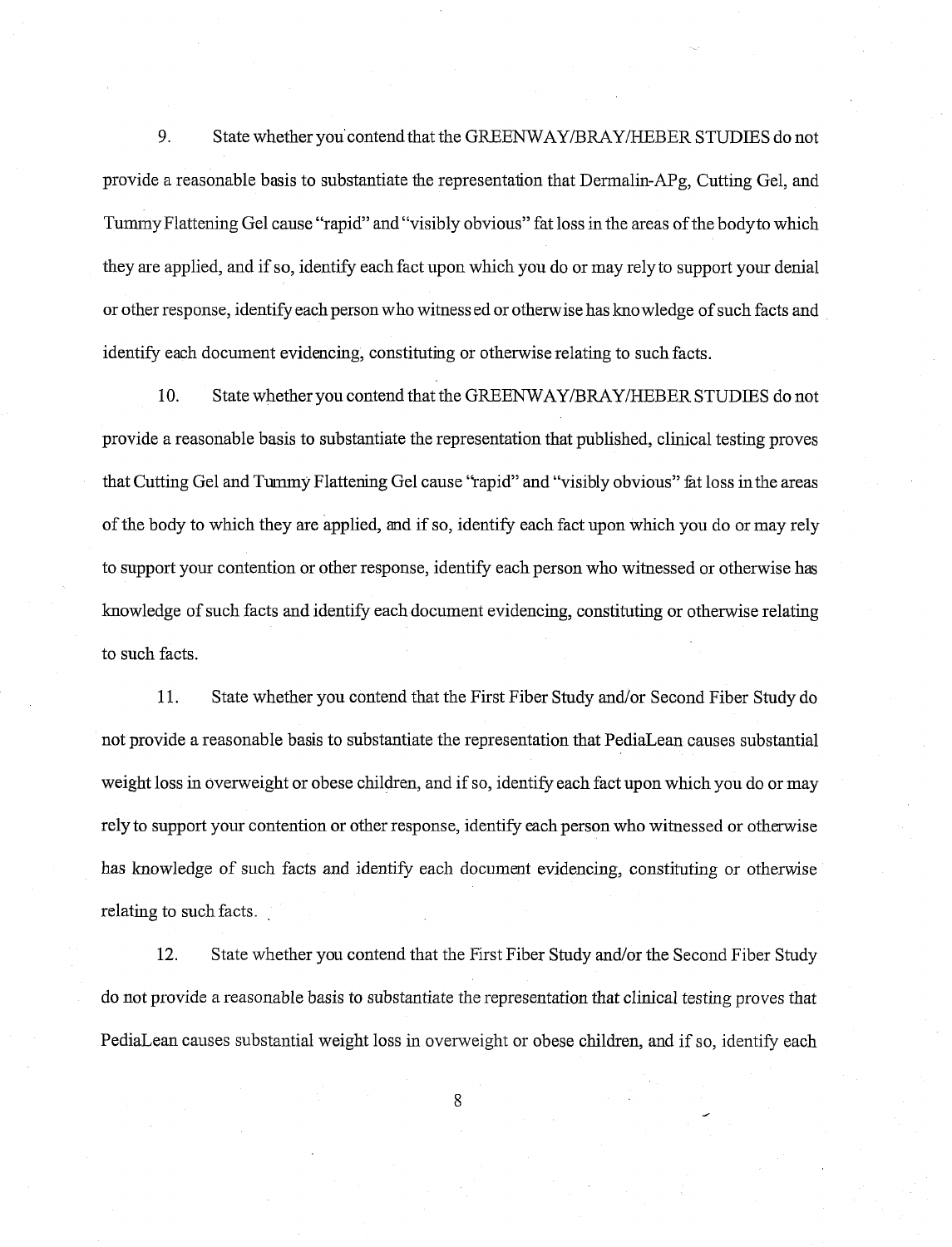9. State whether you contend that the GREENWAY/BRAY/HEBER STUDIES do not provide a reasonable basis to substantiate the representation that Dermalin-APg, Cutting Gel, and Tummy Flattening Gel cause "rapid" and "visibly obvious" fat loss in the areas of the body to which they are applied, and if so, identify each fact upon which you do or may rely to support your denial or other response, identify each person who witnessed or otherwise has knowledge of such facts and identify each document evidencing, constituting or otherwise relating to such facts.

10. State whether you contend that the GREENWAY/BRAY/HEBER STUDIES do not provide a reasonable basis to substantiate the representation that published, clinical testing proves that Cutting Gel and Tummy Flattening Gel cause "rapid" and "visibly obvious" fat loss in the areas of the body to which they are applied, and if so, identify each fact upon which you do or may rely to support your contention or other response, identify each person who witnessed or otherwise has knowledge of such facts and identify each document evidencing, constituting or otherwise relating to such facts.

11. State whether you contend that the First Fiber Study and/or Second Fiber Study do not provide a reasonable basis to substantiate the representation that PediaLean causes substantial weight loss in overweight or obese children, and if so, identify each fact upon which you do or may rely to support your contention or other response, identify each person who witnessed or otherwise has knowledge of such facts and identify each document evidencing, constituting or otherwise relating to such facts.

12. State whether you contend that the First Fiber Study and/or the Second Fiber Study do not provide a reasonable basis to substantiate the representation that clinical testing proves that PediaLean causes substantial weight loss in overweight or obese children, and if so, identify each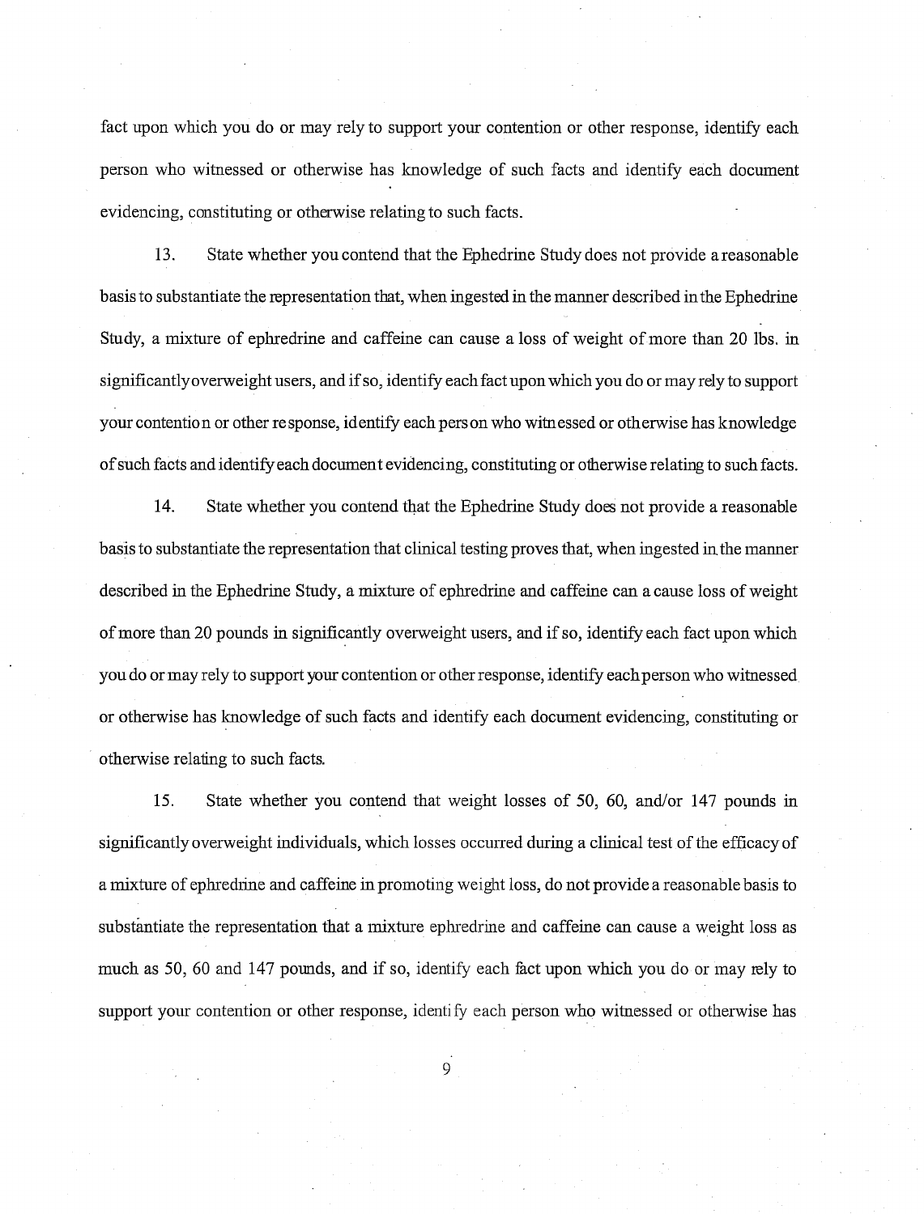fact upon which you do or may rely to support your contention or other response, identify each person who witnessed or otherwise has knowledge of such facts and identify each document evidencing, constituting or otherwise relating to such facts.

13. State whether you contend that the Ephedrine Study does not provide a reasonable basis to substantiate the representation that, when ingested in the manner described in the Ephedrine Study, a mixture of ephredrine and caffeine can cause a loss of weight of more than 20 lbs. in significantly overweight users, and if so, identify each fact upon which you do or may rely to support your contention or other response, identify each person who witnessed or otherwise has knowledge of such facts and identify each document evidencing, constituting or otherwise relating to such facts.

14. State whether you contend that the Ephedrine Study does not provide a reasonable basis to substantiate the representation that clinical testing proves that, when ingested in the manner described in the Ephedrine Study, a mixture of ephredrine and caffeine can a cause loss of weight of more than 20 pounds in significantly overweight users, and if so, identify each fact upon which you do or may rely to support your contention or other response, identify each person who witnessed or otherwise has knowledge of such facts and identify each document evidencing, constituting or otherwise relating to such facts.

15. State whether you contend that weight losses of 50, 60, and/or 147 pounds in significantly overweight individuals, which losses occurred during a clinical test of the efficacy of a mixture of ephredrine and caffeine in promoting weight loss, do not provide a reasonable basis to substantiate the representation that a mixture ephredrine and caffeine can cause a weight loss as much as 50, 60 and 147 pounds, and if so, identify each fact upon which you do or may rely to support your contention or other response, identify each person who witnessed or otherwise has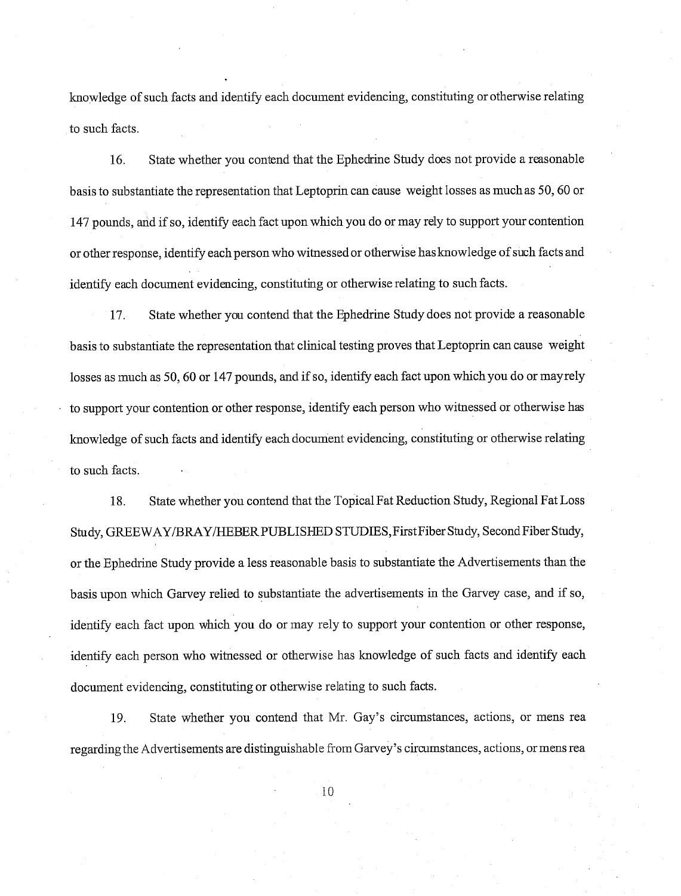knowledge of such facts and identify each document evidencing, constituting or otherwise relating to such facts.

16. State whether you contend that the Ephedrine Study does not provide a reasonable basis to substantiate the representation that Leptoprin can cause weight losses as much as 50, 60 or 147 pounds, and if so, identify each fact upon which you do or may rely to support your contention or other response, identify each person who witnessed or otherwise has knowledge of such facts and identify each document evidencing, constituting or otherwise relating to such facts.

17. State whether you contend that the Ephedrine Study does not provide a reasonable basis to substantiate the representation that clinical testing proves that Leptoprin can cause weight losses as much as 50, 60 or 147 pounds, and if so, identify each fact upon which you do or may rely to support your contention or other response, identify each person who witnessed or otherwise has knowledge of such facts and identify each document evidencing, constituting or otherwise relating to such facts.

18. State whether you contend that the Topical Fat Reduction Study, Regional Fat Loss Study, GREEWAY/BRAY/HEBER PUBLISHED STUDIES, First Fiber Study, Second Fiber Study, or the Ephedrine Study provide a less reasonable basis to substantiate the Advertisements than the basis upon which Garvey relied to substantiate the advertisements in the Garvey case, and if so, identify each fact upon which you do or may rely to support your contention or other response, identify each person who witnessed or otherwise has knowledge of such facts and identify each document evidencing, constituting or otherwise relating to such facts.

19. State whether you contend that Mr. Gay's circumstances, actions, or mens rea regarding the Advertisements are distinguishable from Garvey's circumstances, actions, or mens rea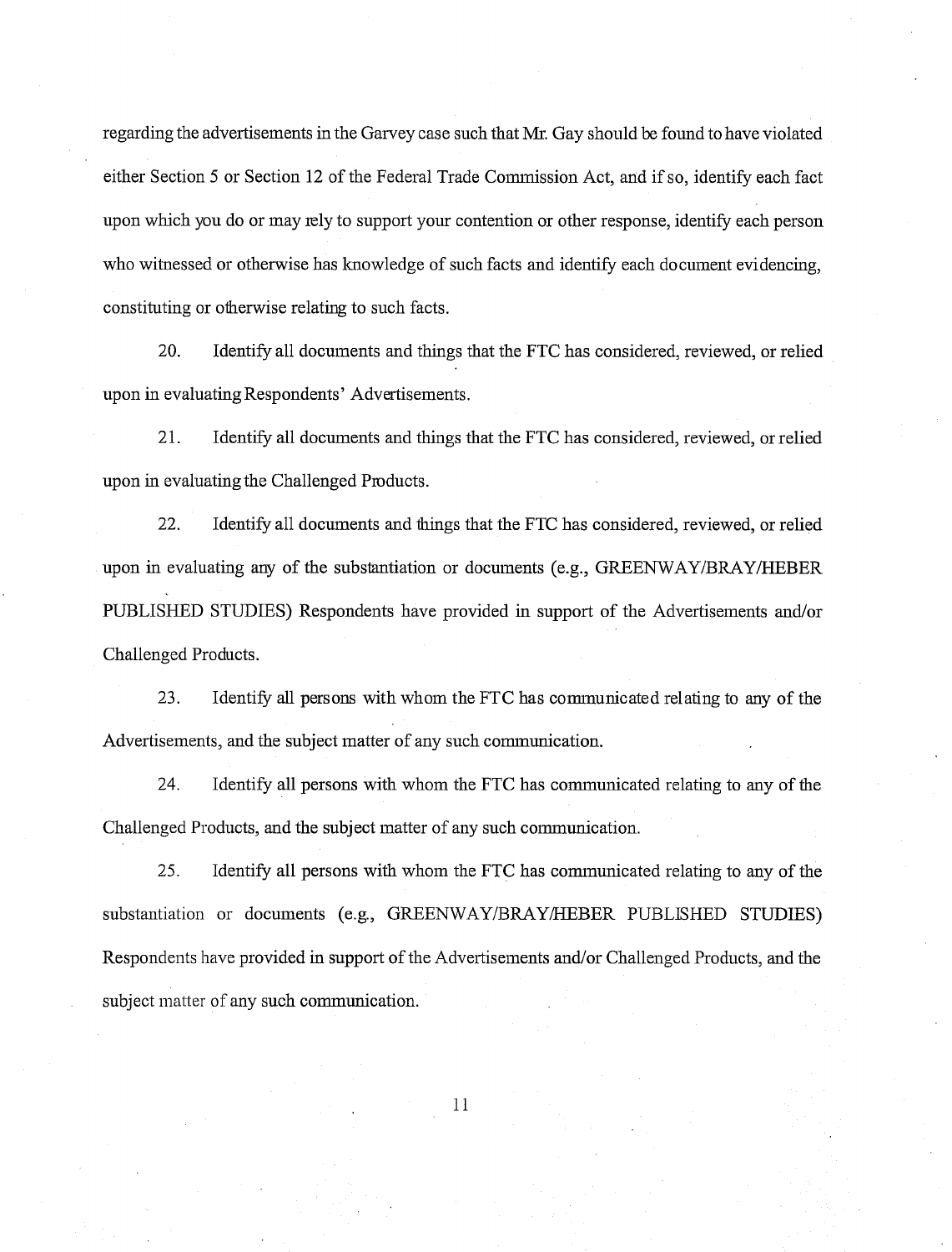regarding the advertisements in the Garvey case such that Mr. Gay should be found to have violated either Section 5 or Section 12 of the Federal Trade Commission Act, and if so, identify each fact upon which you do or may rely to support your contention or other response, identify each person who witnessed or otherwise has knowledge of such facts and identify each document evidencing, constituting or otherwise relating to such facts.

20. Identify all documents and things that the FTC has considered, reviewed, or relied upon in evaluating Respondents' Advertisements.

21. Identify all documents and things that the FTC has considered, reviewed, or relied upon in evaluating the Challenged Products.

22. Identify all documents and things that the FTC has considered, reviewed, or relied upon in evaluating any of the substantiation or documents (e.g., GREENWAY/BRAY/HEBER PUBLISHED STUDIES) Respondents have provided in support of the Advertisements and/or Challenged Products.

23. Identify all persons with whom the FTC has communicated relating to any of the Advertisements, and the subject matter of any such communication.

24. Identify all persons with whom the FTC has communicated relating to any of the Challenged Products, and the subject matter of any such communication.

25. Identify all persons with whom the FTC has communicated relating to any of the substantiation or documents (e.g., GREENWAY/BRAY/HEBER PUBLISHED STUDIES) Respondents have provided in support of the Advertisements and/or Challenged Products, and the subject matter of any such communication.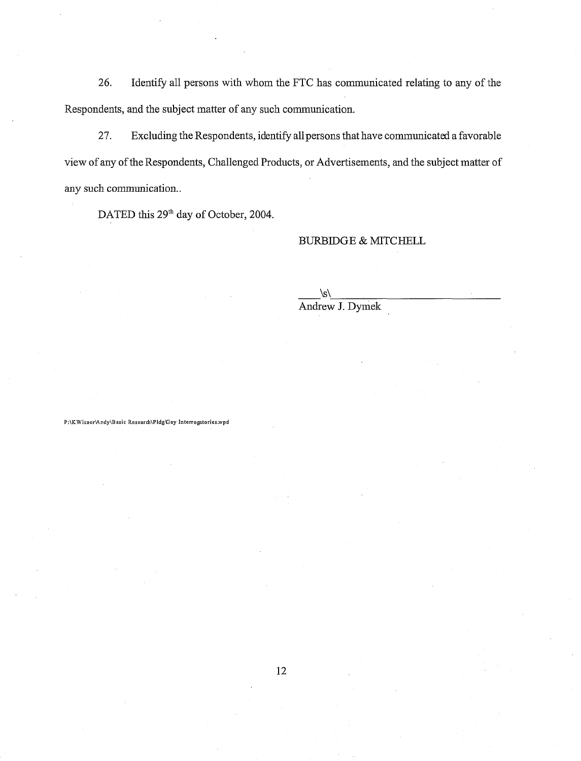26. Identify all persons with whom the FTC has communicated relating to any of the Respondents, and the subject matter of any such communication.

27. Excluding the Respondents, identify all persons that have communicated a favorable view of any of the Respondents, Challenged Products, or Advertisements, and the subject matter of any such communication..

DATED this 29th day of October, 2004.

BURBIDGE & MITCHELL

\s\

Andrew J. Dymek

P:\KWisner\Andy\Basic Research\Pldg\Gay Interrogatories.wpd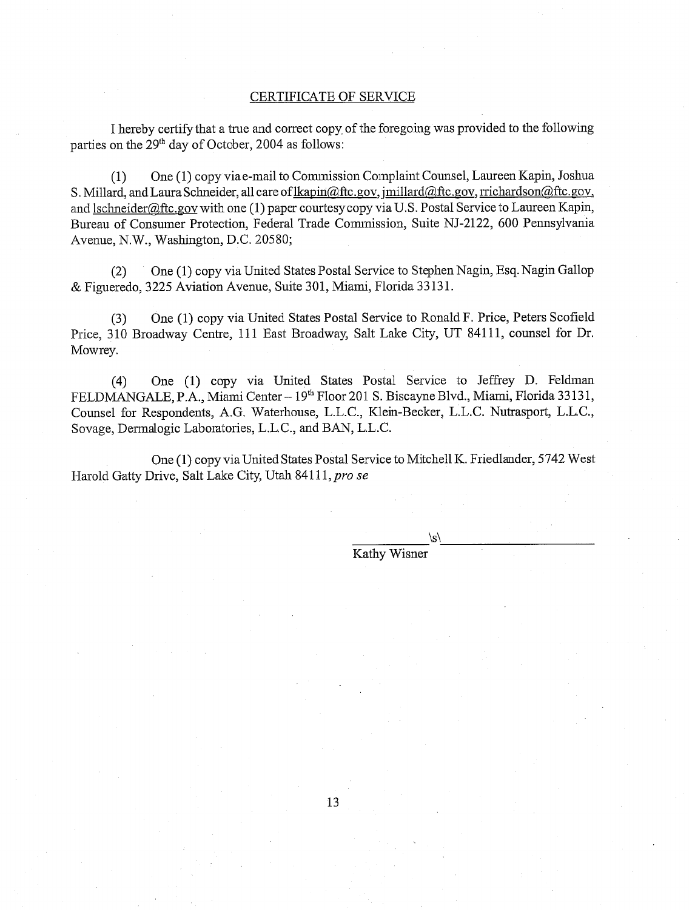## CERTIFICATE OF SERVICE

I hereby certify that a true and correct copy of the foregoing was provided to the following parties on the 29th day of October, 2004 as follows:

(1) One (1) copy via e-mail to Commission Complaint Counsel, Laureen Kapin, Joshua S. Millard, and Laura Schneider, all care of lkapin@ftc.gov, jmillard@ftc.gov, rrichardson@ftc.gov, and lschneider@ftc.gov with one (1) paper courtesy copy via U.S. Postal Service to Laureen Kapin, Bureau of Consumer Protection, Federal Trade Commission, Suite NJ-2122, 600 Pennsylvania Avenue, N.W., Washington, D.C. 20580;

(2) One (1) copy via United States Postal Service to Stephen Nagin, Esq. Nagin Gallop & Figueredo, 3225 Aviation Avenue, Suite 301, Miami, Florida 33131.

(3) One (1) copy via United States Postal Service to Ronald F. Price, Peters Scofield Price, 310 Broadway Centre, 111 East Broadway, Salt Lake City, UT 84111, counsel for Dr. Mowrey.

(4) One (1) copy via United States Postal Service to Jeffrey D. Feldman FELDMANGALE, P.A., Miami Center – 19th Floor 201 S. Biscayne Blvd., Miami, Florida 33131, Counsel for Respondents, A.G. Waterhouse, L.L.C., Klein-Becker, L.L.C. Nutrasport, L.L.C., Sovage, Dermalogic Laboratories, L.L.C., and BAN, L.L.C.

One (1) copy via United States Postal Service to Mitchell K. Friedlander, 5742 West Harold Gatty Drive, Salt Lake City, Utah 84111, *pro se*

\s\
Kathy Wisner